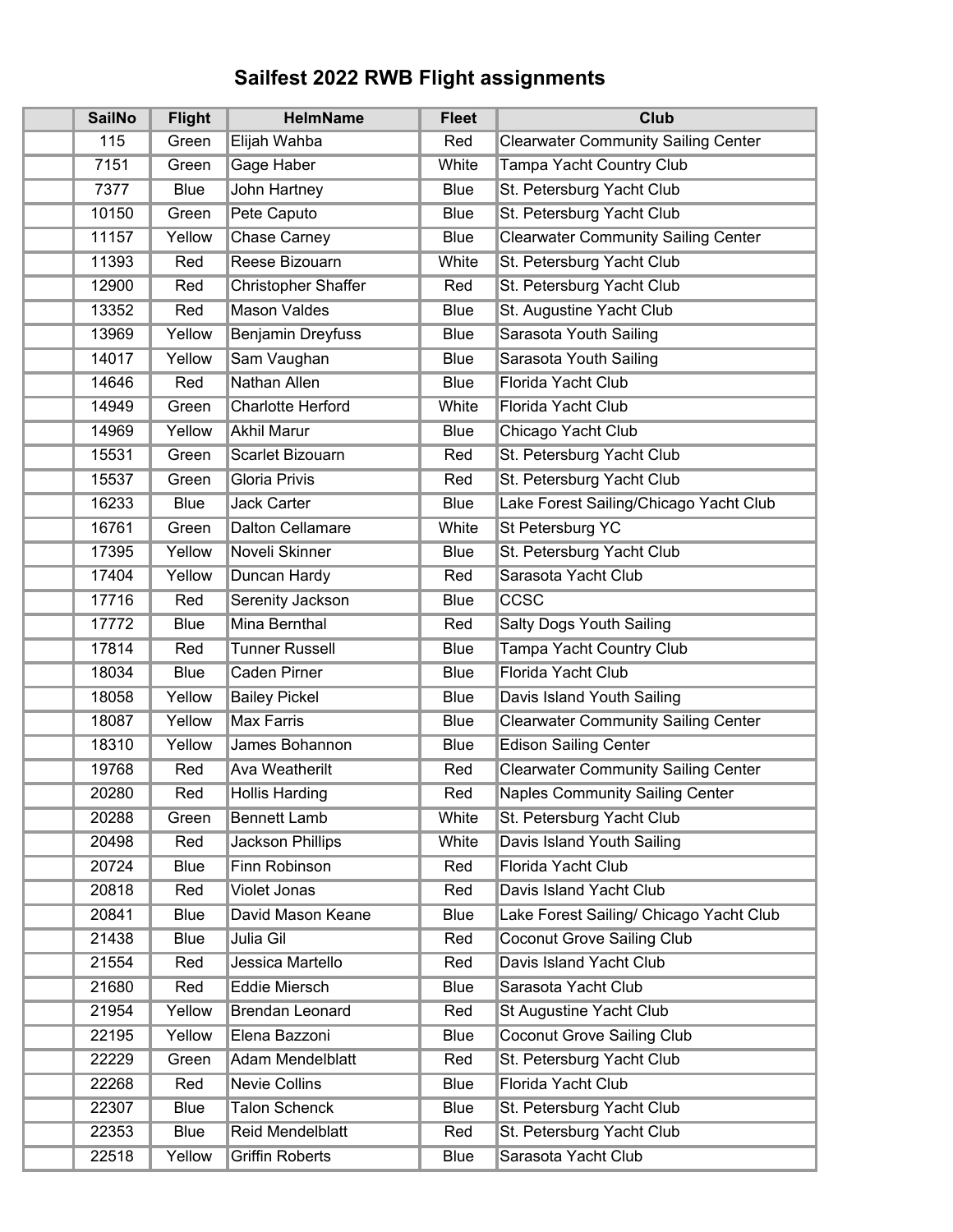# Sailfest 2022 RWB Flight assignments

| | SailNo | Flight | HelmName | Fleet | Club |
|---|---|---|---|---|---|
| | 115 | Green | Elijah Wahba | Red | Clearwater Community Sailing Center |
| | 7151 | Green | Gage Haber | White | Tampa Yacht Country Club |
| | 7377 | Blue | John Hartney | Blue | St. Petersburg Yacht Club |
| | 10150 | Green | Pete Caputo | Blue | St. Petersburg Yacht Club |
| | 11157 | Yellow | Chase Carney | Blue | Clearwater Community Sailing Center |
| | 11393 | Red | Reese Bizouarn | White | St. Petersburg Yacht Club |
| | 12900 | Red | Christopher Shaffer | Red | St. Petersburg Yacht Club |
| | 13352 | Red | Mason Valdes | Blue | St. Augustine Yacht Club |
| | 13969 | Yellow | Benjamin Dreyfuss | Blue | Sarasota Youth Sailing |
| | 14017 | Yellow | Sam Vaughan | Blue | Sarasota Youth Sailing |
| | 14646 | Red | Nathan Allen | Blue | Florida Yacht Club |
| | 14949 | Green | Charlotte Herford | White | Florida Yacht Club |
| | 14969 | Yellow | Akhil Marur | Blue | Chicago Yacht Club |
| | 15531 | Green | Scarlet Bizouarn | Red | St. Petersburg Yacht Club |
| | 15537 | Green | Gloria Privis | Red | St. Petersburg Yacht Club |
| | 16233 | Blue | Jack Carter | Blue | Lake Forest Sailing/Chicago Yacht Club |
| | 16761 | Green | Dalton Cellamare | White | St Petersburg YC |
| | 17395 | Yellow | Noveli Skinner | Blue | St. Petersburg Yacht Club |
| | 17404 | Yellow | Duncan Hardy | Red | Sarasota Yacht Club |
| | 17716 | Red | Serenity Jackson | Blue | CCSC |
| | 17772 | Blue | Mina Bernthal | Red | Salty Dogs Youth Sailing |
| | 17814 | Red | Tunner Russell | Blue | Tampa Yacht Country Club |
| | 18034 | Blue | Caden Pirner | Blue | Florida Yacht Club |
| | 18058 | Yellow | Bailey Pickel | Blue | Davis Island Youth Sailing |
| | 18087 | Yellow | Max Farris | Blue | Clearwater Community Sailing Center |
| | 18310 | Yellow | James Bohannon | Blue | Edison Sailing Center |
| | 19768 | Red | Ava Weatherilt | Red | Clearwater Community Sailing Center |
| | 20280 | Red | Hollis Harding | Red | Naples Community Sailing Center |
| | 20288 | Green | Bennett Lamb | White | St. Petersburg Yacht Club |
| | 20498 | Red | Jackson Phillips | White | Davis Island Youth Sailing |
| | 20724 | Blue | Finn Robinson | Red | Florida Yacht Club |
| | 20818 | Red | Violet Jonas | Red | Davis Island Yacht Club |
| | 20841 | Blue | David Mason Keane | Blue | Lake Forest Sailing/ Chicago Yacht Club |
| | 21438 | Blue | Julia Gil | Red | Coconut Grove Sailing Club |
| | 21554 | Red | Jessica Martello | Red | Davis Island Yacht Club |
| | 21680 | Red | Eddie Miersch | Blue | Sarasota Yacht Club |
| | 21954 | Yellow | Brendan Leonard | Red | St Augustine Yacht Club |
| | 22195 | Yellow | Elena Bazzoni | Blue | Coconut Grove Sailing Club |
| | 22229 | Green | Adam Mendelblatt | Red | St. Petersburg Yacht Club |
| | 22268 | Red | Nevie Collins | Blue | Florida Yacht Club |
| | 22307 | Blue | Talon Schenck | Blue | St. Petersburg Yacht Club |
| | 22353 | Blue | Reid Mendelblatt | Red | St. Petersburg Yacht Club |
| | 22518 | Yellow | Griffin Roberts | Blue | Sarasota Yacht Club |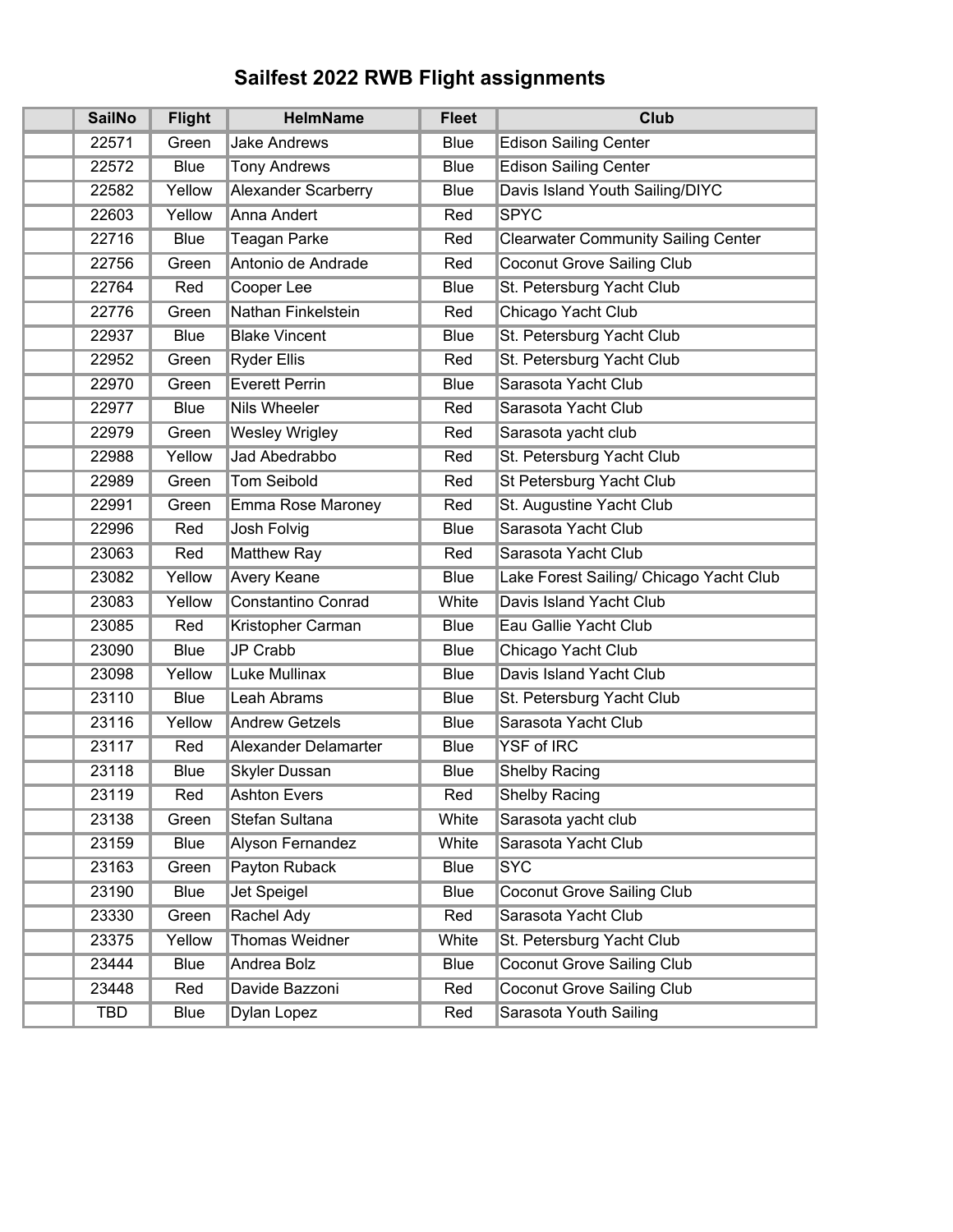# Sailfest 2022 RWB Flight assignments

| | SailNo | Flight | HelmName | Fleet | Club |
|---|---|---|---|---|---|
| | 22571 | Green | Jake Andrews | Blue | Edison Sailing Center |
| | 22572 | Blue | Tony Andrews | Blue | Edison Sailing Center |
| | 22582 | Yellow | Alexander Scarberry | Blue | Davis Island Youth Sailing/DIYC |
| | 22603 | Yellow | Anna Andert | Red | SPYC |
| | 22716 | Blue | Teagan Parke | Red | Clearwater Community Sailing Center |
| | 22756 | Green | Antonio de Andrade | Red | Coconut Grove Sailing Club |
| | 22764 | Red | Cooper Lee | Blue | St. Petersburg Yacht Club |
| | 22776 | Green | Nathan Finkelstein | Red | Chicago Yacht Club |
| | 22937 | Blue | Blake Vincent | Blue | St. Petersburg Yacht Club |
| | 22952 | Green | Ryder Ellis | Red | St. Petersburg Yacht Club |
| | 22970 | Green | Everett Perrin | Blue | Sarasota Yacht Club |
| | 22977 | Blue | Nils Wheeler | Red | Sarasota Yacht Club |
| | 22979 | Green | Wesley Wrigley | Red | Sarasota yacht club |
| | 22988 | Yellow | Jad Abedrabbo | Red | St. Petersburg Yacht Club |
| | 22989 | Green | Tom Seibold | Red | St Petersburg Yacht Club |
| | 22991 | Green | Emma Rose Maroney | Red | St. Augustine Yacht Club |
| | 22996 | Red | Josh Folvig | Blue | Sarasota Yacht Club |
| | 23063 | Red | Matthew Ray | Red | Sarasota Yacht Club |
| | 23082 | Yellow | Avery Keane | Blue | Lake Forest Sailing/ Chicago Yacht Club |
| | 23083 | Yellow | Constantino Conrad | White | Davis Island Yacht Club |
| | 23085 | Red | Kristopher Carman | Blue | Eau Gallie Yacht Club |
| | 23090 | Blue | JP Crabb | Blue | Chicago Yacht Club |
| | 23098 | Yellow | Luke Mullinax | Blue | Davis Island Yacht Club |
| | 23110 | Blue | Leah Abrams | Blue | St. Petersburg Yacht Club |
| | 23116 | Yellow | Andrew Getzels | Blue | Sarasota Yacht Club |
| | 23117 | Red | Alexander Delamarter | Blue | YSF of IRC |
| | 23118 | Blue | Skyler Dussan | Blue | Shelby Racing |
| | 23119 | Red | Ashton Evers | Red | Shelby Racing |
| | 23138 | Green | Stefan Sultana | White | Sarasota yacht club |
| | 23159 | Blue | Alyson Fernandez | White | Sarasota Yacht Club |
| | 23163 | Green | Payton Ruback | Blue | SYC |
| | 23190 | Blue | Jet Speigel | Blue | Coconut Grove Sailing Club |
| | 23330 | Green | Rachel Ady | Red | Sarasota Yacht Club |
| | 23375 | Yellow | Thomas Weidner | White | St. Petersburg Yacht Club |
| | 23444 | Blue | Andrea Bolz | Blue | Coconut Grove Sailing Club |
| | 23448 | Red | Davide Bazzoni | Red | Coconut Grove Sailing Club |
| | TBD | Blue | Dylan Lopez | Red | Sarasota Youth Sailing |